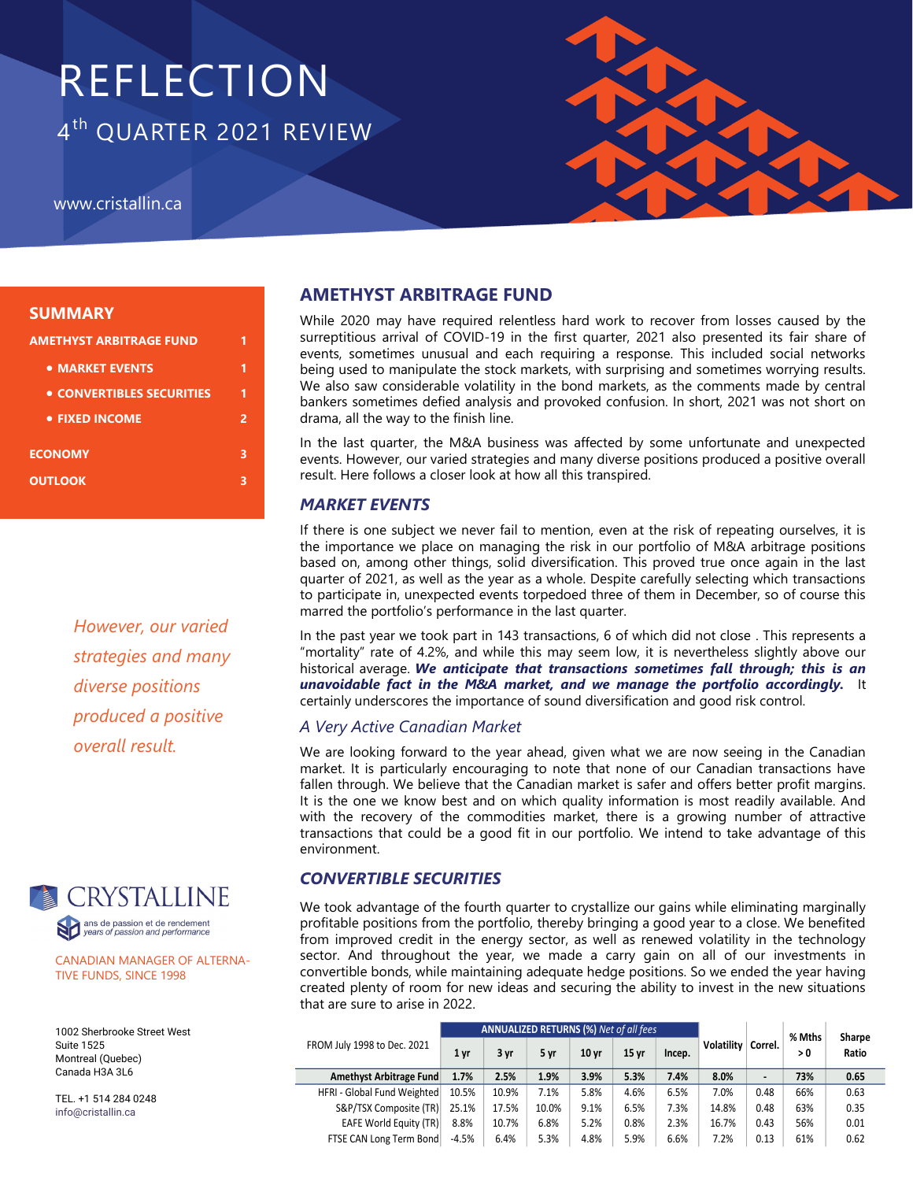# REFLECTION

## 4th QUARTER 2021 REVIEW

www.cristallin.ca

**SUMMARY**

- AMETHYST ARBITRAGE FUND — 1
  - MARKET EVENTS — 1
  - CONVERTIBLES SECURITIES — 1
  - FIXED INCOME — 2
- ECONOMY — 3
- OUTLOOK — 3

*However, our varied strategies and many diverse positions produced a positive overall result.*

CRYSTALLINE

ans de passion et de rendement
*years of passion and performance*

CANADIAN MANAGER OF ALTERNATIVE FUNDS, SINCE 1998

1002 Sherbrooke Street West
Suite 1525
Montreal (Quebec)
Canada H3A 3L6

TEL. +1 514 284 0248
info@cristallin.ca

## AMETHYST ARBITRAGE FUND

While 2020 may have required relentless hard work to recover from losses caused by the surreptitious arrival of COVID-19 in the first quarter, 2021 also presented its fair share of events, sometimes unusual and each requiring a response. This included social networks being used to manipulate the stock markets, with surprising and sometimes worrying results. We also saw considerable volatility in the bond markets, as the comments made by central bankers sometimes defied analysis and provoked confusion. In short, 2021 was not short on drama, all the way to the finish line.

In the last quarter, the M&A business was affected by some unfortunate and unexpected events. However, our varied strategies and many diverse positions produced a positive overall result. Here follows a closer look at how all this transpired.

### *MARKET EVENTS*

If there is one subject we never fail to mention, even at the risk of repeating ourselves, it is the importance we place on managing the risk in our portfolio of M&A arbitrage positions based on, among other things, solid diversification. This proved true once again in the last quarter of 2021, as well as the year as a whole. Despite carefully selecting which transactions to participate in, unexpected events torpedoed three of them in December, so of course this marred the portfolio's performance in the last quarter.

In the past year we took part in 143 transactions, 6 of which did not close . This represents a "mortality" rate of 4.2%, and while this may seem low, it is nevertheless slightly above our historical average. ***We anticipate that transactions sometimes fall through; this is an unavoidable fact in the M&A market, and we manage the portfolio accordingly.*** It certainly underscores the importance of sound diversification and good risk control.

#### *A Very Active Canadian Market*

We are looking forward to the year ahead, given what we are now seeing in the Canadian market. It is particularly encouraging to note that none of our Canadian transactions have fallen through. We believe that the Canadian market is safer and offers better profit margins. It is the one we know best and on which quality information is most readily available. And with the recovery of the commodities market, there is a growing number of attractive transactions that could be a good fit in our portfolio. We intend to take advantage of this environment.

### *CONVERTIBLE SECURITIES*

We took advantage of the fourth quarter to crystallize our gains while eliminating marginally profitable positions from the portfolio, thereby bringing a good year to a close. We benefited from improved credit in the energy sector, as well as renewed volatility in the technology sector. And throughout the year, we made a carry gain on all of our investments in convertible bonds, while maintaining adequate hedge positions. So we ended the year having created plenty of room for new ideas and securing the ability to invest in the new situations that are sure to arise in 2022.

| FROM July 1998 to Dec. 2021 | ANNUALIZED RETURNS (%) *Net of all fees* | | | | | | Volatility | Correl. | % Mths > 0 | Sharpe Ratio |
|---|---|---|---|---|---|---|---|---|---|---|
| | 1 yr | 3 yr | 5 yr | 10 yr | 15 yr | Incep. | | | | |
| **Amethyst Arbitrage Fund** | **1.7%** | **2.5%** | **1.9%** | **3.9%** | **5.3%** | **7.4%** | **8.0%** | **-** | **73%** | **0.65** |
| HFRI - Global Fund Weighted | 10.5% | 10.9% | 7.1% | 5.8% | 4.6% | 6.5% | 7.0% | 0.48 | 66% | 0.63 |
| S&P/TSX Composite (TR) | 25.1% | 17.5% | 10.0% | 9.1% | 6.5% | 7.3% | 14.8% | 0.48 | 63% | 0.35 |
| EAFE World Equity (TR) | 8.8% | 10.7% | 6.8% | 5.2% | 0.8% | 2.3% | 16.7% | 0.43 | 56% | 0.01 |
| FTSE CAN Long Term Bond | -4.5% | 6.4% | 5.3% | 4.8% | 5.9% | 6.6% | 7.2% | 0.13 | 61% | 0.62 |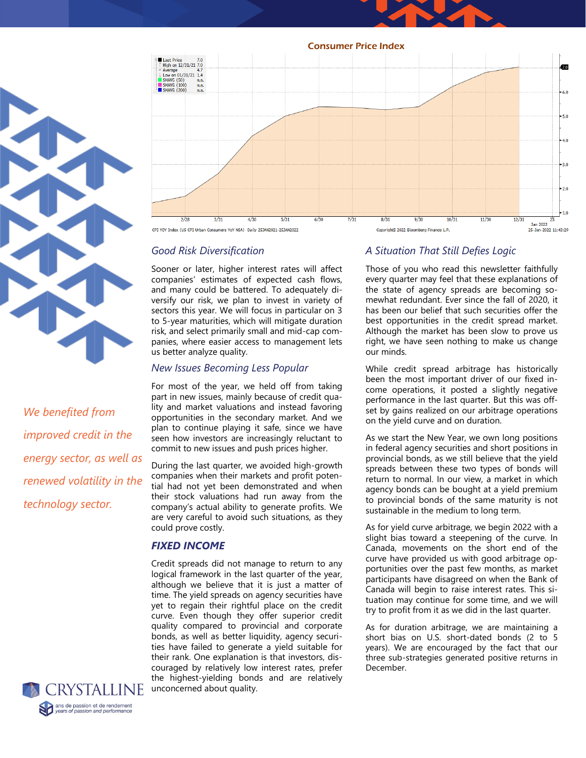**Consumer Price Index**

| | |
|---|---|
| Last Price | 7.0 |
| High on 12/31/21 | 7.0 |
| Average | 4.7 |
| Low on 01/31/21 | 1.4 |
| SMAVG (50) | n.a. |
| SMAVG (100) | n.a. |
| SMAVG (200) | n.a. |

CPI YOY Index (US CPI Urban Consumers YoY NSA) Daily 25JAN2021-25JAN2022

Copyright© 2022 Bloomberg Finance L.P. 25-Jan-2022 11:43:29

*We benefited from improved credit in the energy sector, as well as renewed volatility in the technology sector.*

### *Good Risk Diversification*

Sooner or later, higher interest rates will affect companies' estimates of expected cash flows, and many could be battered. To adequately diversify our risk, we plan to invest in variety of sectors this year. We will focus in particular on 3 to 5-year maturities, which will mitigate duration risk, and select primarily small and mid-cap companies, where easier access to management lets us better analyze quality.

### *New Issues Becoming Less Popular*

For most of the year, we held off from taking part in new issues, mainly because of credit quality and market valuations and instead favoring opportunities in the secondary market. And we plan to continue playing it safe, since we have seen how investors are increasingly reluctant to commit to new issues and push prices higher.

During the last quarter, we avoided high-growth companies when their markets and profit potential had not yet been demonstrated and when their stock valuations had run away from the company's actual ability to generate profits. We are very careful to avoid such situations, as they could prove costly.

## *FIXED INCOME*

Credit spreads did not manage to return to any logical framework in the last quarter of the year, although we believe that it is just a matter of time. The yield spreads on agency securities have yet to regain their rightful place on the credit curve. Even though they offer superior credit quality compared to provincial and corporate bonds, as well as better liquidity, agency securities have failed to generate a yield suitable for their rank. One explanation is that investors, discouraged by relatively low interest rates, prefer the highest-yielding bonds and are relatively unconcerned about quality.

### *A Situation That Still Defies Logic*

Those of you who read this newsletter faithfully every quarter may feel that these explanations of the state of agency spreads are becoming somewhat redundant. Ever since the fall of 2020, it has been our belief that such securities offer the best opportunities in the credit spread market. Although the market has been slow to prove us right, we have seen nothing to make us change our minds.

While credit spread arbitrage has historically been the most important driver of our fixed income operations, it posted a slightly negative performance in the last quarter. But this was offset by gains realized on our arbitrage operations on the yield curve and on duration.

As we start the New Year, we own long positions in federal agency securities and short positions in provincial bonds, as we still believe that the yield spreads between these two types of bonds will return to normal. In our view, a market in which agency bonds can be bought at a yield premium to provincial bonds of the same maturity is not sustainable in the medium to long term.

As for yield curve arbitrage, we begin 2022 with a slight bias toward a steepening of the curve. In Canada, movements on the short end of the curve have provided us with good arbitrage opportunities over the past few months, as market participants have disagreed on when the Bank of Canada will begin to raise interest rates. This situation may continue for some time, and we will try to profit from it as we did in the last quarter.

As for duration arbitrage, we are maintaining a short bias on U.S. short-dated bonds (2 to 5 years). We are encouraged by the fact that our three sub-strategies generated positive returns in December.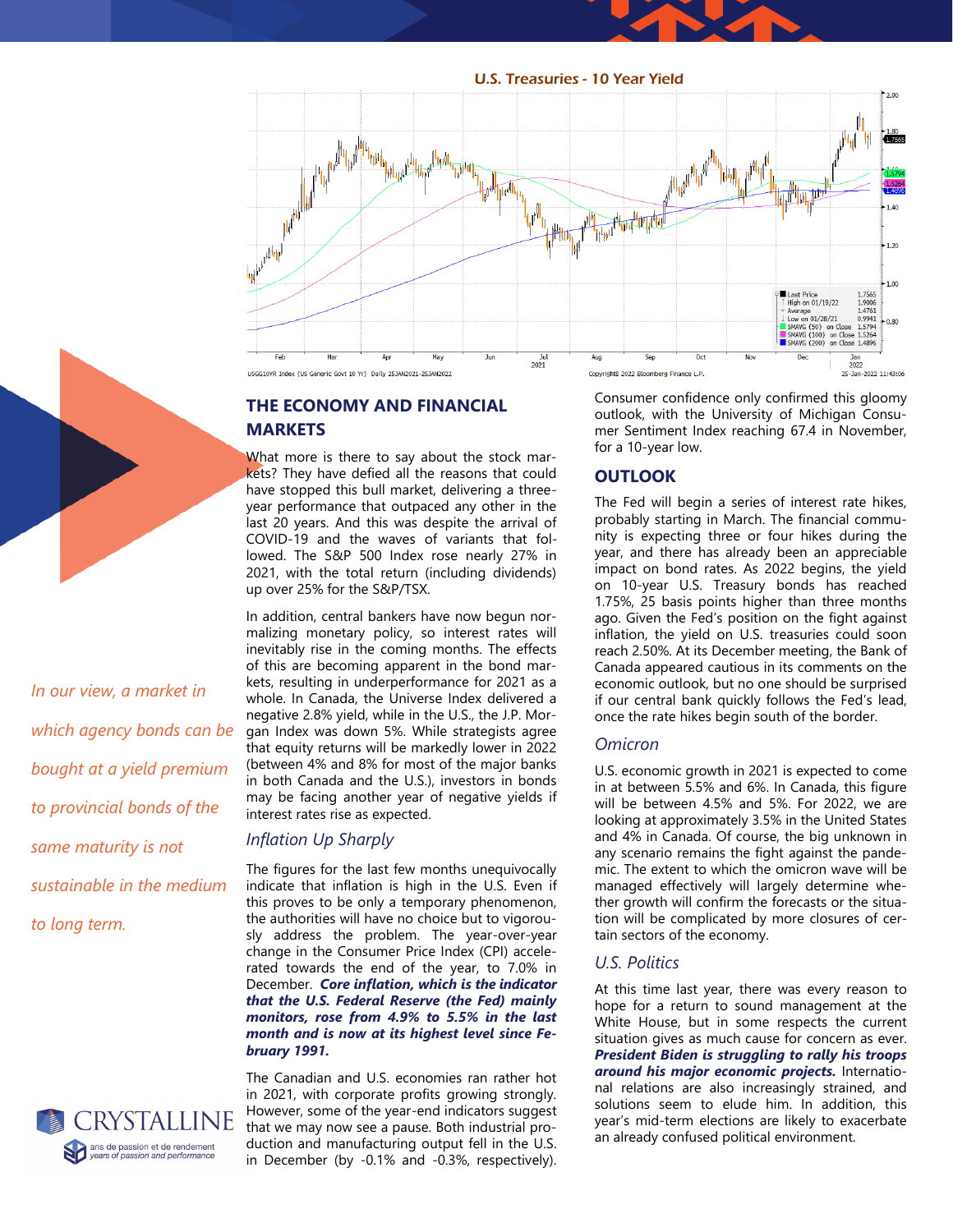U.S. Treasuries - 10 Year Yield

2.00
1.80
1.7565
1.5794
1.5264
1.4896
1.40
1.20
1.00
0.80

Last Price 1.7565
High on 01/19/22 1.9006
Average 1.4761
Low on 01/28/21 0.9941
SMAVG (50) on Close 1.5794
SMAVG (100) on Close 1.5264
SMAVG (200) on Close 1.4896

Feb Mar Apr May Jun Jul 2021 Aug Sep Oct Nov Dec Jan 2022

USGG10YR Index (US Generic Govt 10 Yr) Daily 25JAN2021-25JAN2022

Copyright© 2022 Bloomberg Finance L.P.

25-Jan-2022 11:43:06

*In our view, a market in which agency bonds can be bought at a yield premium to provincial bonds of the same maturity is not sustainable in the medium to long term.*

## THE ECONOMY AND FINANCIAL MARKETS

What more is there to say about the stock markets? They have defied all the reasons that could have stopped this bull market, delivering a three-year performance that outpaced any other in the last 20 years. And this was despite the arrival of COVID-19 and the waves of variants that followed. The S&P 500 Index rose nearly 27% in 2021, with the total return (including dividends) up over 25% for the S&P/TSX.

In addition, central bankers have now begun normalizing monetary policy, so interest rates will inevitably rise in the coming months. The effects of this are becoming apparent in the bond markets, resulting in underperformance for 2021 as a whole. In Canada, the Universe Index delivered a negative 2.8% yield, while in the U.S., the J.P. Morgan Index was down 5%. While strategists agree that equity returns will be markedly lower in 2022 (between 4% and 8% for most of the major banks in both Canada and the U.S.), investors in bonds may be facing another year of negative yields if interest rates rise as expected.

### *Inflation Up Sharply*

The figures for the last few months unequivocally indicate that inflation is high in the U.S. Even if this proves to be only a temporary phenomenon, the authorities will have no choice but to vigorously address the problem. The year-over-year change in the Consumer Price Index (CPI) accelerated towards the end of the year, to 7.0% in December. ***Core inflation, which is the indicator that the U.S. Federal Reserve (the Fed) mainly monitors, rose from 4.9% to 5.5% in the last month and is now at its highest level since February 1991.***

The Canadian and U.S. economies ran rather hot in 2021, with corporate profits growing strongly. However, some of the year-end indicators suggest that we may now see a pause. Both industrial production and manufacturing output fell in the U.S. in December (by -0.1% and -0.3%, respectively). Consumer confidence only confirmed this gloomy outlook, with the University of Michigan Consumer Sentiment Index reaching 67.4 in November, for a 10-year low.

## OUTLOOK

The Fed will begin a series of interest rate hikes, probably starting in March. The financial community is expecting three or four hikes during the year, and there has already been an appreciable impact on bond rates. As 2022 begins, the yield on 10-year U.S. Treasury bonds has reached 1.75%, 25 basis points higher than three months ago. Given the Fed's position on the fight against inflation, the yield on U.S. treasuries could soon reach 2.50%. At its December meeting, the Bank of Canada appeared cautious in its comments on the economic outlook, but no one should be surprised if our central bank quickly follows the Fed's lead, once the rate hikes begin south of the border.

### *Omicron*

U.S. economic growth in 2021 is expected to come in at between 5.5% and 6%. In Canada, this figure will be between 4.5% and 5%. For 2022, we are looking at approximately 3.5% in the United States and 4% in Canada. Of course, the big unknown in any scenario remains the fight against the pandemic. The extent to which the omicron wave will be managed effectively will largely determine whether growth will confirm the forecasts or the situation will be complicated by more closures of certain sectors of the economy.

### *U.S. Politics*

At this time last year, there was every reason to hope for a return to sound management at the White House, but in some respects the current situation gives as much cause for concern as ever. ***President Biden is struggling to rally his troops around his major economic projects.*** International relations are also increasingly strained, and solutions seem to elude him. In addition, this year's mid-term elections are likely to exacerbate an already confused political environment.

CRYSTALLINE
ans de passion et de rendement
years of passion and performance